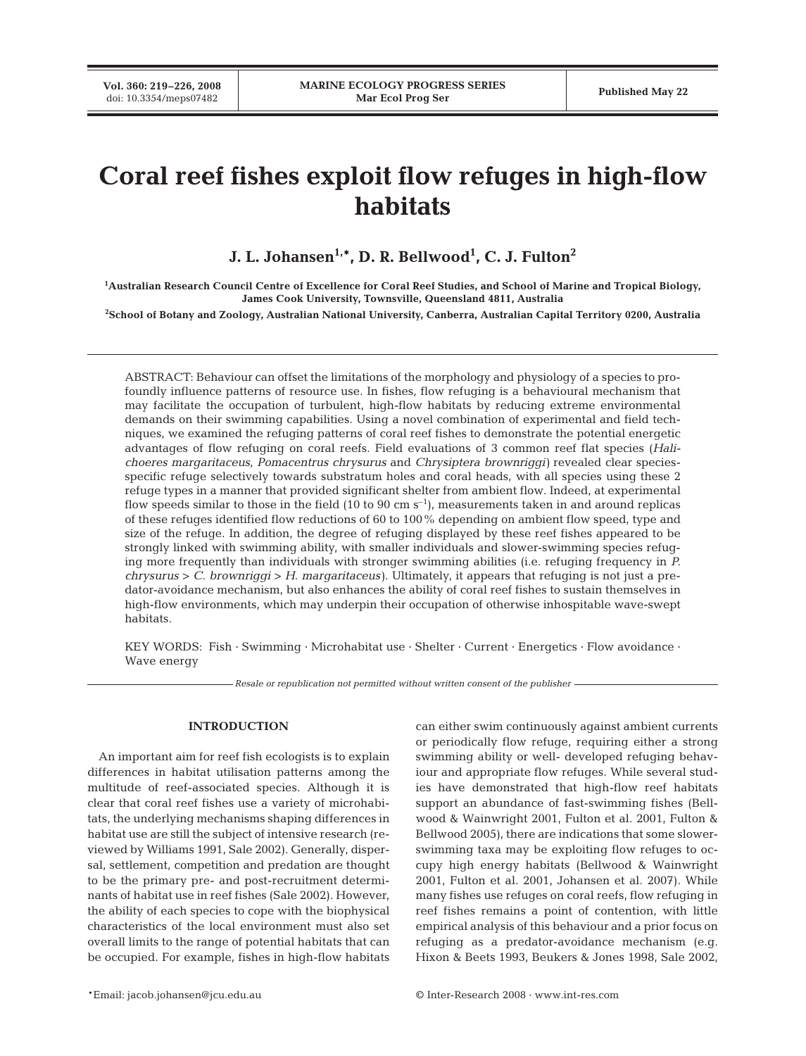# Coral reef fishes exploit flow refuges in high-flow habitats

**J. L. Johansen[1,*], D. R. Bellwood[1], C. J. Fulton[2]**

[1]Australian Research Council Centre of Excellence for Coral Reef Studies, and School of Marine and Tropical Biology, James Cook University, Townsville, Queensland 4811, Australia

[2]School of Botany and Zoology, Australian National University, Canberra, Australian Capital Territory 0200, Australia

ABSTRACT: Behaviour can offset the limitations of the morphology and physiology of a species to profoundly influence patterns of resource use. In fishes, flow refuging is a behavioural mechanism that may facilitate the occupation of turbulent, high-flow habitats by reducing extreme environmental demands on their swimming capabilities. Using a novel combination of experimental and field techniques, we examined the refuging patterns of coral reef fishes to demonstrate the potential energetic advantages of flow refuging on coral reefs. Field evaluations of 3 common reef flat species (*Halichoeres margaritaceus*, *Pomacentrus chrysurus* and *Chrysiptera brownriggi*) revealed clear species-specific refuge selectively towards substratum holes and coral heads, with all species using these 2 refuge types in a manner that provided significant shelter from ambient flow. Indeed, at experimental flow speeds similar to those in the field (10 to 90 cm $s^{-1}$), measurements taken in and around replicas of these refuges identified flow reductions of 60 to 100% depending on ambient flow speed, type and size of the refuge. In addition, the degree of refuging displayed by these reef fishes appeared to be strongly linked with swimming ability, with smaller individuals and slower-swimming species refuging more frequently than individuals with stronger swimming abilities (i.e. refuging frequency in *P. chrysurus* > *C. brownriggi* > *H. margaritaceus*). Ultimately, it appears that refuging is not just a predator-avoidance mechanism, but also enhances the ability of coral reef fishes to sustain themselves in high-flow environments, which may underpin their occupation of otherwise inhospitable wave-swept habitats.

KEY WORDS: Fish · Swimming · Microhabitat use · Shelter · Current · Energetics · Flow avoidance · Wave energy

*Resale or republication not permitted without written consent of the publisher*

## INTRODUCTION

An important aim for reef fish ecologists is to explain differences in habitat utilisation patterns among the multitude of reef-associated species. Although it is clear that coral reef fishes use a variety of microhabitats, the underlying mechanisms shaping differences in habitat use are still the subject of intensive research (reviewed by Williams 1991, Sale 2002). Generally, dispersal, settlement, competition and predation are thought to be the primary pre- and post-recruitment determinants of habitat use in reef fishes (Sale 2002). However, the ability of each species to cope with the biophysical characteristics of the local environment must also set overall limits to the range of potential habitats that can be occupied. For example, fishes in high-flow habitats can either swim continuously against ambient currents or periodically flow refuge, requiring either a strong swimming ability or well- developed refuging behaviour and appropriate flow refuges. While several studies have demonstrated that high-flow reef habitats support an abundance of fast-swimming fishes (Bellwood & Wainwright 2001, Fulton et al. 2001, Fulton & Bellwood 2005), there are indications that some slower-swimming taxa may be exploiting flow refuges to occupy high energy habitats (Bellwood & Wainwright 2001, Fulton et al. 2001, Johansen et al. 2007). While many fishes use refuges on coral reefs, flow refuging in reef fishes remains a point of contention, with little empirical analysis of this behaviour and a prior focus on refuging as a predator-avoidance mechanism (e.g. Hixon & Beets 1993, Beukers & Jones 1998, Sale 2002,

*Email: jacob.johansen@jcu.edu.au

© Inter-Research 2008 · www.int-res.com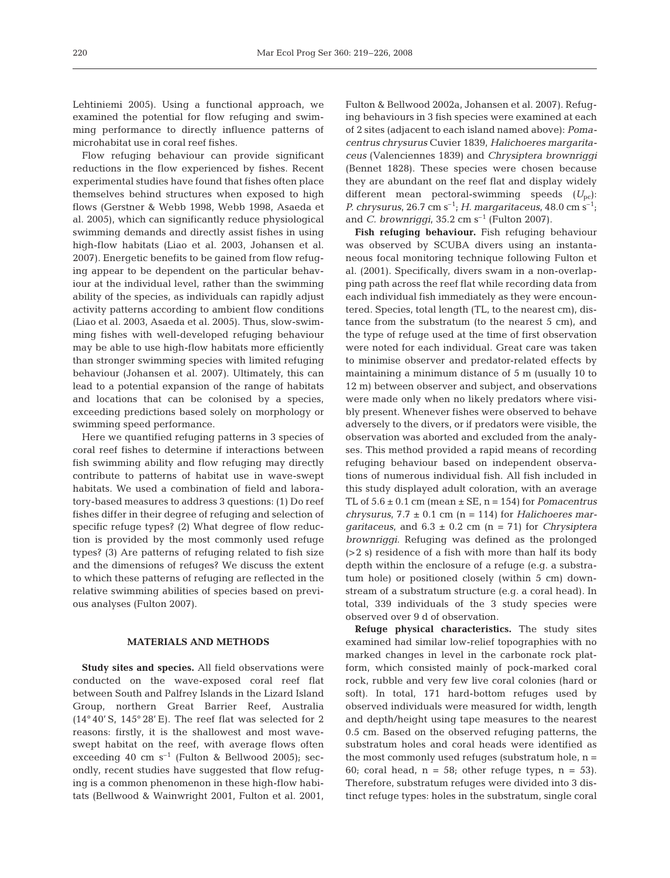Lehtiniemi 2005). Using a functional approach, we examined the potential for flow refuging and swimming performance to directly influence patterns of microhabitat use in coral reef fishes.

Flow refuging behaviour can provide significant reductions in the flow experienced by fishes. Recent experimental studies have found that fishes often place themselves behind structures when exposed to high flows (Gerstner & Webb 1998, Webb 1998, Asaeda et al. 2005), which can significantly reduce physiological swimming demands and directly assist fishes in using high-flow habitats (Liao et al. 2003, Johansen et al. 2007). Energetic benefits to be gained from flow refuging appear to be dependent on the particular behaviour at the individual level, rather than the swimming ability of the species, as individuals can rapidly adjust activity patterns according to ambient flow conditions (Liao et al. 2003, Asaeda et al. 2005). Thus, slow-swimming fishes with well-developed refuging behaviour may be able to use high-flow habitats more efficiently than stronger swimming species with limited refuging behaviour (Johansen et al. 2007). Ultimately, this can lead to a potential expansion of the range of habitats and locations that can be colonised by a species, exceeding predictions based solely on morphology or swimming speed performance.

Here we quantified refuging patterns in 3 species of coral reef fishes to determine if interactions between fish swimming ability and flow refuging may directly contribute to patterns of habitat use in wave-swept habitats. We used a combination of field and laboratory-based measures to address 3 questions: (1) Do reef fishes differ in their degree of refuging and selection of specific refuge types? (2) What degree of flow reduction is provided by the most commonly used refuge types? (3) Are patterns of refuging related to fish size and the dimensions of refuges? We discuss the extent to which these patterns of refuging are reflected in the relative swimming abilities of species based on previous analyses (Fulton 2007).

## MATERIALS AND METHODS

**Study sites and species.** All field observations were conducted on the wave-exposed coral reef flat between South and Palfrey Islands in the Lizard Island Group, northern Great Barrier Reef, Australia (14° 40′ S, 145° 28′ E). The reef flat was selected for 2 reasons: firstly, it is the shallowest and most wave-swept habitat on the reef, with average flows often exceeding 40 cm $s^{-1}$ (Fulton & Bellwood 2005); secondly, recent studies have suggested that flow refuging is a common phenomenon in these high-flow habitats (Bellwood & Wainwright 2001, Fulton et al. 2001, Fulton & Bellwood 2002a, Johansen et al. 2007). Refuging behaviours in 3 fish species were examined at each of 2 sites (adjacent to each island named above): *Pomacentrus chrysurus* Cuvier 1839, *Halichoeres margaritaceus* (Valenciennes 1839) and *Chrysiptera brownriggi* (Bennet 1828). These species were chosen because they are abundant on the reef flat and display widely different mean pectoral-swimming speeds ($U_{pc}$): *P. chrysurus*, 26.7 cm $s^{-1}$; *H. margaritaceus*, 48.0 cm $s^{-1}$; and *C. brownriggi*, 35.2 cm $s^{-1}$ (Fulton 2007).

**Fish refuging behaviour.** Fish refuging behaviour was observed by SCUBA divers using an instantaneous focal monitoring technique following Fulton et al. (2001). Specifically, divers swam in a non-overlapping path across the reef flat while recording data from each individual fish immediately as they were encountered. Species, total length (TL, to the nearest cm), distance from the substratum (to the nearest 5 cm), and the type of refuge used at the time of first observation were noted for each individual. Great care was taken to minimise observer and predator-related effects by maintaining a minimum distance of 5 m (usually 10 to 12 m) between observer and subject, and observations were made only when no likely predators where visibly present. Whenever fishes were observed to behave adversely to the divers, or if predators were visible, the observation was aborted and excluded from the analyses. This method provided a rapid means of recording refuging behaviour based on independent observations of numerous individual fish. All fish included in this study displayed adult coloration, with an average TL of 5.6 ± 0.1 cm (mean ± SE, n = 154) for *Pomacentrus chrysurus*, 7.7 ± 0.1 cm (n = 114) for *Halichoeres margaritaceus*, and 6.3 ± 0.2 cm (n = 71) for *Chrysiptera brownriggi*. Refuging was defined as the prolonged (>2 s) residence of a fish with more than half its body depth within the enclosure of a refuge (e.g. a substratum hole) or positioned closely (within 5 cm) downstream of a substratum structure (e.g. a coral head). In total, 339 individuals of the 3 study species were observed over 9 d of observation.

**Refuge physical characteristics.** The study sites examined had similar low-relief topographies with no marked changes in level in the carbonate rock platform, which consisted mainly of pock-marked coral rock, rubble and very few live coral colonies (hard or soft). In total, 171 hard-bottom refuges used by observed individuals were measured for width, length and depth/height using tape measures to the nearest 0.5 cm. Based on the observed refuging patterns, the substratum holes and coral heads were identified as the most commonly used refuges (substratum hole, n = 60; coral head, n = 58; other refuge types, n = 53). Therefore, substratum refuges were divided into 3 distinct refuge types: holes in the substratum, single coral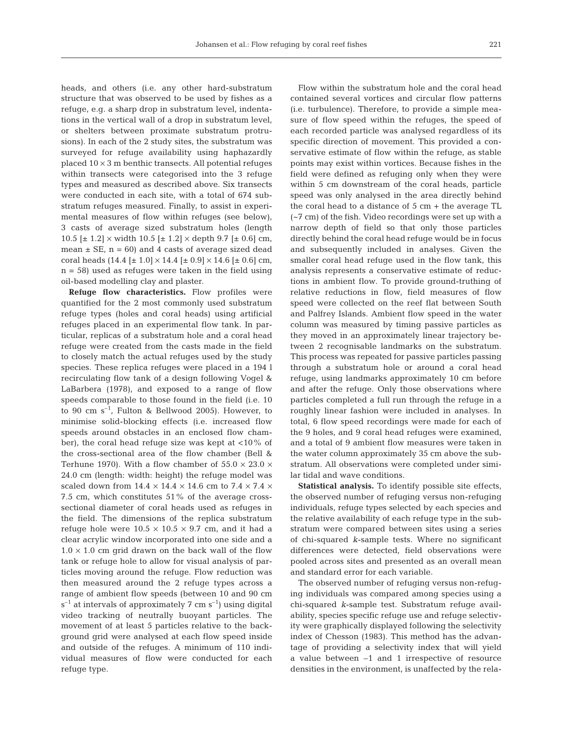heads, and others (i.e. any other hard-substratum structure that was observed to be used by fishes as a refuge, e.g. a sharp drop in substratum level, indentations in the vertical wall of a drop in substratum level, or shelters between proximate substratum protrusions). In each of the 2 study sites, the substratum was surveyed for refuge availability using haphazardly placed 10 × 3 m benthic transects. All potential refuges within transects were categorised into the 3 refuge types and measured as described above. Six transects were conducted in each site, with a total of 674 substratum refuges measured. Finally, to assist in experimental measures of flow within refuges (see below), 3 casts of average sized substratum holes (length 10.5 [± 1.2] × width 10.5 [± 1.2] × depth 9.7 [± 0.6] cm, mean ± SE, n = 60) and 4 casts of average sized dead coral heads (14.4 [± 1.0] × 14.4 [± 0.9] × 14.6 [± 0.6] cm, n = 58) used as refuges were taken in the field using oil-based modelling clay and plaster.

**Refuge flow characteristics.** Flow profiles were quantified for the 2 most commonly used substratum refuge types (holes and coral heads) using artificial refuges placed in an experimental flow tank. In particular, replicas of a substratum hole and a coral head refuge were created from the casts made in the field to closely match the actual refuges used by the study species. These replica refuges were placed in a 194 l recirculating flow tank of a design following Vogel & LaBarbera (1978), and exposed to a range of flow speeds comparable to those found in the field (i.e. 10 to 90 cm $s^{-1}$, Fulton & Bellwood 2005). However, to minimise solid-blocking effects (i.e. increased flow speeds around obstacles in an enclosed flow chamber), the coral head refuge size was kept at <10% of the cross-sectional area of the flow chamber (Bell & Terhune 1970). With a flow chamber of 55.0 × 23.0 × 24.0 cm (length: width: height) the refuge model was scaled down from 14.4 × 14.4 × 14.6 cm to 7.4 × 7.4 × 7.5 cm, which constitutes 51% of the average cross-sectional diameter of coral heads used as refuges in the field. The dimensions of the replica substratum refuge hole were 10.5 × 10.5 × 9.7 cm, and it had a clear acrylic window incorporated into one side and a 1.0 × 1.0 cm grid drawn on the back wall of the flow tank or refuge hole to allow for visual analysis of particles moving around the refuge. Flow reduction was then measured around the 2 refuge types across a range of ambient flow speeds (between 10 and 90 cm $s^{-1}$ at intervals of approximately 7 cm $s^{-1}$) using digital video tracking of neutrally buoyant particles. The movement of at least 5 particles relative to the background grid were analysed at each flow speed inside and outside of the refuges. A minimum of 110 individual measures of flow were conducted for each refuge type.

Flow within the substratum hole and the coral head contained several vortices and circular flow patterns (i.e. turbulence). Therefore, to provide a simple measure of flow speed within the refuges, the speed of each recorded particle was analysed regardless of its specific direction of movement. This provided a conservative estimate of flow within the refuge, as stable points may exist within vortices. Because fishes in the field were defined as refuging only when they were within 5 cm downstream of the coral heads, particle speed was only analysed in the area directly behind the coral head to a distance of 5 cm + the average TL (~7 cm) of the fish. Video recordings were set up with a narrow depth of field so that only those particles directly behind the coral head refuge would be in focus and subsequently included in analyses. Given the smaller coral head refuge used in the flow tank, this analysis represents a conservative estimate of reductions in ambient flow. To provide ground-truthing of relative reductions in flow, field measures of flow speed were collected on the reef flat between South and Palfrey Islands. Ambient flow speed in the water column was measured by timing passive particles as they moved in an approximately linear trajectory between 2 recognisable landmarks on the substratum. This process was repeated for passive particles passing through a substratum hole or around a coral head refuge, using landmarks approximately 10 cm before and after the refuge. Only those observations where particles completed a full run through the refuge in a roughly linear fashion were included in analyses. In total, 6 flow speed recordings were made for each of the 9 holes, and 9 coral head refuges were examined, and a total of 9 ambient flow measures were taken in the water column approximately 35 cm above the substratum. All observations were completed under similar tidal and wave conditions.

**Statistical analysis.** To identify possible site effects, the observed number of refuging versus non-refuging individuals, refuge types selected by each species and the relative availability of each refuge type in the substratum were compared between sites using a series of chi-squared *k*-sample tests. Where no significant differences were detected, field observations were pooled across sites and presented as an overall mean and standard error for each variable.

The observed number of refuging versus non-refuging individuals was compared among species using a chi-squared *k*-sample test. Substratum refuge availability, species specific refuge use and refuge selectivity were graphically displayed following the selectivity index of Chesson (1983). This method has the advantage of providing a selectivity index that will yield a value between –1 and 1 irrespective of resource densities in the environment, is unaffected by the rela-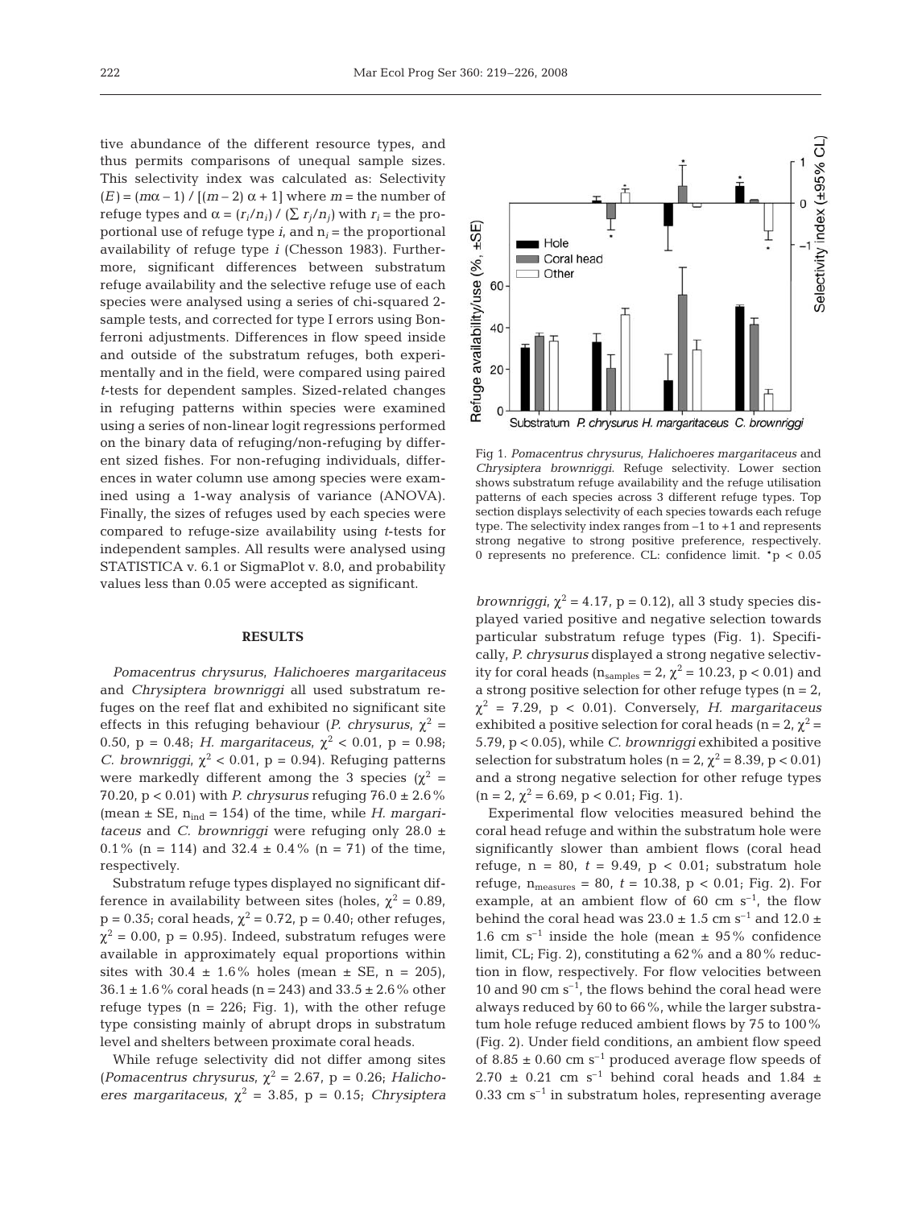tive abundance of the different resource types, and thus permits comparisons of unequal sample sizes. This selectivity index was calculated as: Selectivity $(E) = (m\alpha - 1) / [(m - 2)\alpha + 1]$ where $m$ = the number of refuge types and $\alpha = (r_i/n_i) / (\sum r_j/n_j)$ with $r_i$ = the proportional use of refuge type $i$, and $n_i$ = the proportional availability of refuge type $i$ (Chesson 1983). Furthermore, significant differences between substratum refuge availability and the selective refuge use of each species were analysed using a series of chi-squared 2-sample tests, and corrected for type I errors using Bonferroni adjustments. Differences in flow speed inside and outside of the substratum refuges, both experimentally and in the field, were compared using paired *t*-tests for dependent samples. Sized-related changes in refuging patterns within species were examined using a series of non-linear logit regressions performed on the binary data of refuging/non-refuging by different sized fishes. For non-refuging individuals, differences in water column use among species were examined using a 1-way analysis of variance (ANOVA). Finally, the sizes of refuges used by each species were compared to refuge-size availability using *t*-tests for independent samples. All results were analysed using STATISTICA v. 6.1 or SigmaPlot v. 8.0, and probability values less than 0.05 were accepted as significant.

## RESULTS

*Pomacentrus chrysurus*, *Halichoeres margaritaceus* and *Chrysiptera brownriggi* all used substratum refuges on the reef flat and exhibited no significant site effects in this refuging behaviour (*P. chrysurus*, $\chi^2$ = 0.50, p = 0.48; *H. margaritaceus*, $\chi^2 < 0.01$, p = 0.98; *C. brownriggi*, $\chi^2 < 0.01$, p = 0.94). Refuging patterns were markedly different among the 3 species ($\chi^2$ = 70.20, p < 0.01) with *P. chrysurus* refuging 76.0 ± 2.6% (mean ± SE, $n_{ind}$ = 154) of the time, while *H. margaritaceus* and *C. brownriggi* were refuging only 28.0 ± 0.1% (n = 114) and 32.4 ± 0.4% (n = 71) of the time, respectively.

Substratum refuge types displayed no significant difference in availability between sites (holes, $\chi^2$ = 0.89, p = 0.35; coral heads, $\chi^2$ = 0.72, p = 0.40; other refuges, $\chi^2$ = 0.00, p = 0.95). Indeed, substratum refuges were available in approximately equal proportions within sites with 30.4 ± 1.6% holes (mean ± SE, n = 205), 36.1 ± 1.6% coral heads (n = 243) and 33.5 ± 2.6% other refuge types (n = 226; Fig. 1), with the other refuge type consisting mainly of abrupt drops in substratum level and shelters between proximate coral heads.

While refuge selectivity did not differ among sites (*Pomacentrus chrysurus*, $\chi^2$ = 2.67, p = 0.26; *Halichoeres margaritaceus*, $\chi^2$ = 3.85, p = 0.15; *Chrysiptera brownriggi*, $\chi^2$ = 4.17, p = 0.12), all 3 study species displayed varied positive and negative selection towards particular substratum refuge types (Fig. 1). Specifically, *P. chrysurus* displayed a strong negative selectivity for coral heads ($n_{samples}$ = 2, $\chi^2$ = 10.23, p < 0.01) and a strong positive selection for other refuge types (n = 2, $\chi^2$ = 7.29, p < 0.01). Conversely, *H. margaritaceus* exhibited a positive selection for coral heads (n = 2, $\chi^2$ = 5.79, p < 0.05), while *C. brownriggi* exhibited a positive selection for substratum holes (n = 2, $\chi^2$ = 8.39, p < 0.01) and a strong negative selection for other refuge types (n = 2, $\chi^2$ = 6.69, p < 0.01; Fig. 1).

Selectivity index (±95% CL)

1

0

−1

Refuge availability/use (%, ±SE)

60

40

20

0

Hole

Coral head

Other

Substratum *P. chrysurus* *H. margaritaceus* *C. brownriggi*

Fig 1. *Pomacentrus chrysurus*, *Halichoeres margaritaceus* and *Chrysiptera brownriggi*. Refuge selectivity. Lower section shows substratum refuge availability and the refuge utilisation patterns of each species across 3 different refuge types. Top section displays selectivity of each species towards each refuge type. The selectivity index ranges from –1 to +1 and represents strong negative to strong positive preference, respectively. 0 represents no preference. CL: confidence limit. *p < 0.05

Experimental flow velocities measured behind the coral head refuge and within the substratum hole were significantly slower than ambient flows (coral head refuge, n = 80, *t* = 9.49, p < 0.01; substratum hole refuge, $n_{measures}$ = 80, *t* = 10.38, p < 0.01; Fig. 2). For example, at an ambient flow of 60 cm $s^{-1}$, the flow behind the coral head was 23.0 ± 1.5 cm $s^{-1}$ and 12.0 ± 1.6 cm $s^{-1}$ inside the hole (mean ± 95% confidence limit, CL; Fig. 2), constituting a 62% and a 80% reduction in flow, respectively. For flow velocities between 10 and 90 cm $s^{-1}$, the flows behind the coral head were always reduced by 60 to 66%, while the larger substratum hole refuge reduced ambient flows by 75 to 100% (Fig. 2). Under field conditions, an ambient flow speed of 8.85 ± 0.60 cm $s^{-1}$ produced average flow speeds of 2.70 ± 0.21 cm $s^{-1}$ behind coral heads and 1.84 ± 0.33 cm $s^{-1}$ in substratum holes, representing average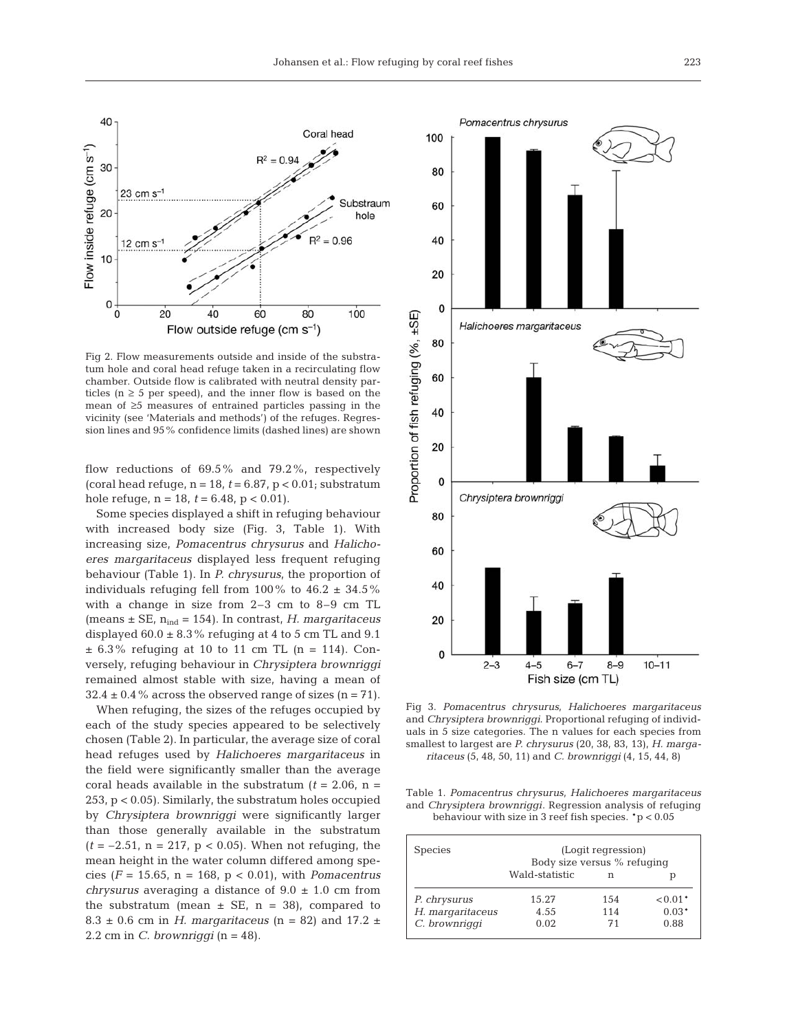Coral head

$R^2 = 0.94$

23 cm s$^{-1}$

Substraum hole

12 cm s$^{-1}$

$R^2 = 0.96$

Flow inside refuge (cm s$^{-1}$)

Flow outside refuge (cm s$^{-1}$)

0 20 40 60 80 100

0 10 20 30 40

Fig 2. Flow measurements outside and inside of the substratum hole and coral head refuge taken in a recirculating flow chamber. Outside flow is calibrated with neutral density particles ($n \geq 5$ per speed), and the inner flow is based on the mean of ≥5 measures of entrained particles passing in the vicinity (see 'Materials and methods') of the refuges. Regression lines and 95% confidence limits (dashed lines) are shown

flow reductions of 69.5% and 79.2%, respectively (coral head refuge, n = 18, $t = 6.87$, $p < 0.01$; substratum hole refuge, n = 18, $t = 6.48$, $p < 0.01$).

Some species displayed a shift in refuging behaviour with increased body size (Fig. 3, Table 1). With increasing size, *Pomacentrus chrysurus* and *Halichoeres margaritaceus* displayed less frequent refuging behaviour (Table 1). In *P. chrysurus*, the proportion of individuals refuging fell from 100% to 46.2 ± 34.5% with a change in size from 2–3 cm to 8–9 cm TL (means ± SE, $n_{ind} = 154$). In contrast, *H. margaritaceus* displayed 60.0 ± 8.3% refuging at 4 to 5 cm TL and 9.1 ± 6.3% refuging at 10 to 11 cm TL (n = 114). Conversely, refuging behaviour in *Chrysiptera brownriggi* remained almost stable with size, having a mean of 32.4 ± 0.4% across the observed range of sizes (n = 71).

When refuging, the sizes of the refuges occupied by each of the study species appeared to be selectively chosen (Table 2). In particular, the average size of coral head refuges used by *Halichoeres margaritaceus* in the field were significantly smaller than the average coral heads available in the substratum ($t = 2.06$, n = 253, $p < 0.05$). Similarly, the substratum holes occupied by *Chrysiptera brownriggi* were significantly larger than those generally available in the substratum ($t = -2.51$, n = 217, $p < 0.05$). When not refuging, the mean height in the water column differed among species ($F = 15.65$, n = 168, $p < 0.01$), with *Pomacentrus chrysurus* averaging a distance of 9.0 ± 1.0 cm from the substratum (mean ± SE, n = 38), compared to 8.3 ± 0.6 cm in *H. margaritaceus* (n = 82) and 17.2 ± 2.2 cm in *C. brownriggi* (n = 48).

*Pomacentrus chrysurus*

*Halichoeres margaritaceus*

*Chrysiptera brownriggi*

Proportion of fish refuging (%, ±SE)

Fish size (cm TL)

2–3 4–5 6–7 8–9 10–11

Fig 3. *Pomacentrus chrysurus*, *Halichoeres margaritaceus* and *Chrysiptera brownriggi*. Proportional refuging of individuals in 5 size categories. The n values for each species from smallest to largest are *P. chrysurus* (20, 38, 83, 13), *H. margaritaceus* (5, 48, 50, 11) and *C. brownriggi* (4, 15, 44, 8)

Table 1. *Pomacentrus chrysurus*, *Halichoeres margaritaceus* and *Chrysiptera brownriggi*. Regression analysis of refuging behaviour with size in 3 reef fish species. *p < 0.05

| Species | (Logit regression) Body size versus % refuging | | |
|---|---|---|---|
| | Wald-statistic | n | p |
| *P. chrysurus* | 15.27 | 154 | <0.01* |
| *H. margaritaceus* | 4.55 | 114 | 0.03* |
| *C. brownriggi* | 0.02 | 71 | 0.88 |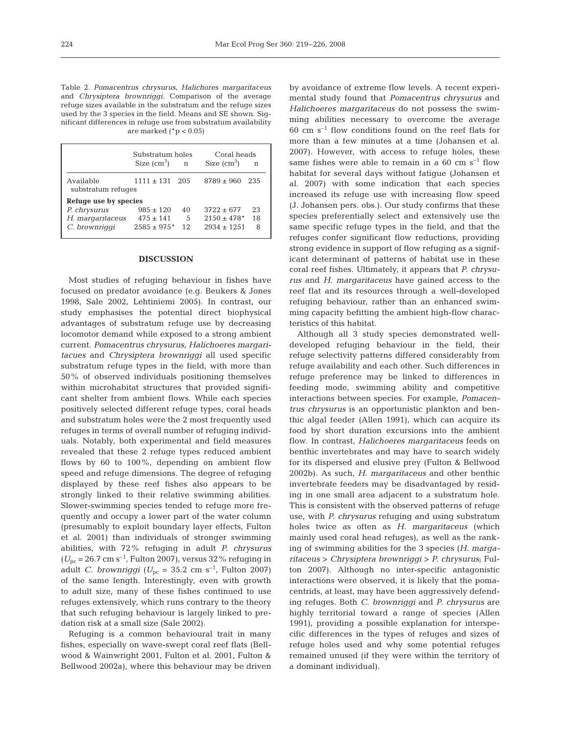Table 2. *Pomacentrus chrysurus*, *Halichores margaritaceus* and *Chrysiptera brownriggi*. Comparison of the average refuge sizes available in the substratum and the refuge sizes used by the 3 species in the field. Means and SE shown. Significant differences in refuge use from substratum availability are marked (*p < 0.05)

| | Substratum holes Size ($cm^3$) | n | Coral heads Size ($cm^3$) | n |
|---|---|---|---|---|
| Available substratum refuges | 1111 ± 131 | 205 | 8789 ± 960 | 235 |
| **Refuge use by species** | | | | |
| *P. chrysurus* | 985 ± 120 | 40 | 3722 ± 677 | 23 |
| *H. margaritaceus* | 475 ± 141 | 5 | 2150 ± 478* | 18 |
| *C. brownriggi* | 2585 ± 975* | 12 | 2934 ± 1251 | 8 |

## DISCUSSION

Most studies of refuging behaviour in fishes have focused on predator avoidance (e.g. Beukers & Jones 1998, Sale 2002, Lehtiniemi 2005). In contrast, our study emphasises the potential direct biophysical advantages of substratum refuge use by decreasing locomotor demand while exposed to a strong ambient current. *Pomacentrus chrysurus*, *Halichoeres margaritacues* and *Chrysiptera brownriggi* all used specific substratum refuge types in the field, with more than 50% of observed individuals positioning themselves within microhabitat structures that provided significant shelter from ambient flows. While each species positively selected different refuge types, coral heads and substratum holes were the 2 most frequently used refuges in terms of overall number of refuging individuals. Notably, both experimental and field measures revealed that these 2 refuge types reduced ambient flows by 60 to 100%, depending on ambient flow speed and refuge dimensions. The degree of refuging displayed by these reef fishes also appears to be strongly linked to their relative swimming abilities. Slower-swimming species tended to refuge more frequently and occupy a lower part of the water column (presumably to exploit boundary layer effects, Fulton et al. 2001) than individuals of stronger swimming abilities, with 72% refuging in adult *P. chrysurus* ($U_{pc}$ = 26.7 cm $s^{-1}$, Fulton 2007), versus 32% refuging in adult *C. brownriggi* ($U_{pc}$ = 35.2 cm $s^{-1}$, Fulton 2007) of the same length. Interestingly, even with growth to adult size, many of these fishes continued to use refuges extensively, which runs contrary to the theory that such refuging behaviour is largely linked to predation risk at a small size (Sale 2002).

Refuging is a common behavioural trait in many fishes, especially on wave-swept coral reef flats (Bellwood & Wainwright 2001, Fulton et al. 2001, Fulton & Bellwood 2002a), where this behaviour may be driven by avoidance of extreme flow levels. A recent experimental study found that *Pomacentrus chrysurus* and *Halichoeres margaritaceus* do not possess the swimming abilities necessary to overcome the average 60 cm $s^{-1}$ flow conditions found on the reef flats for more than a few minutes at a time (Johansen et al. 2007). However, with access to refuge holes, these same fishes were able to remain in a 60 cm $s^{-1}$ flow habitat for several days without fatigue (Johansen et al. 2007) with some indication that each species increased its refuge use with increasing flow speed (J. Johansen pers. obs.). Our study confirms that these species preferentially select and extensively use the same specific refuge types in the field, and that the refuges confer significant flow reductions, providing strong evidence in support of flow refuging as a significant determinant of patterns of habitat use in these coral reef fishes. Ultimately, it appears that *P. chrysurus* and *H. margaritaceus* have gained access to the reef flat and its resources through a well-developed refuging behaviour, rather than an enhanced swimming capacity befitting the ambient high-flow characteristics of this habitat.

Although all 3 study species demonstrated well-developed refuging behaviour in the field, their refuge selectivity patterns differed considerably from refuge availability and each other. Such differences in refuge preference may be linked to differences in feeding mode, swimming ability and competitive interactions between species. For example, *Pomacentrus chrysurus* is an opportunistic plankton and benthic algal feeder (Allen 1991), which can acquire its food by short duration excursions into the ambient flow. In contrast, *Halichoeres margaritaceus* feeds on benthic invertebrates and may have to search widely for its dispersed and elusive prey (Fulton & Bellwood 2002b). As such, *H. margaritaceus* and other benthic invertebrate feeders may be disadvantaged by residing in one small area adjacent to a substratum hole. This is consistent with the observed patterns of refuge use, with *P. chrysurus* refuging and using substratum holes twice as often as *H. margaritaceus* (which mainly used coral head refuges), as well as the ranking of swimming abilities for the 3 species (*H. margaritaceus* > *Chrysiptera brownriggi* > *P. chrysurus*; Fulton 2007). Although no inter-specific antagonistic interactions were observed, it is likely that the pomacentrids, at least, may have been aggressively defending refuges. Both *C. brownriggi* and *P. chrysurus* are highly territorial toward a range of species (Allen 1991), providing a possible explanation for interspecific differences in the types of refuges and sizes of refuge holes used and why some potential refuges remained unused (if they were within the territory of a dominant individual).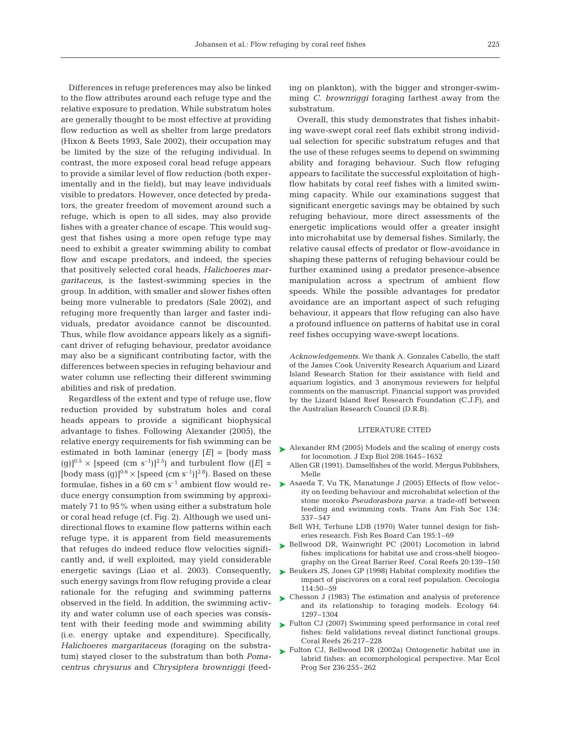Differences in refuge preferences may also be linked to the flow attributes around each refuge type and the relative exposure to predation. While substratum holes are generally thought to be most effective at providing flow reduction as well as shelter from large predators (Hixon & Beets 1993, Sale 2002), their occupation may be limited by the size of the refuging individual. In contrast, the more exposed coral head refuge appears to provide a similar level of flow reduction (both experimentally and in the field), but may leave individuals visible to predators. However, once detected by predators, the greater freedom of movement around such a refuge, which is open to all sides, may also provide fishes with a greater chance of escape. This would suggest that fishes using a more open refuge type may need to exhibit a greater swimming ability to combat flow and escape predators, and indeed, the species that positively selected coral heads, *Halichoeres margaritaceus*, is the fastest-swimming species in the group. In addition, with smaller and slower fishes often being more vulnerable to predators (Sale 2002), and refuging more frequently than larger and faster individuals, predator avoidance cannot be discounted. Thus, while flow avoidance appears likely as a significant driver of refuging behaviour, predator avoidance may also be a significant contributing factor, with the differences between species in refuging behaviour and water column use reflecting their different swimming abilities and risk of predation.

Regardless of the extent and type of refuge use, flow reduction provided by substratum holes and coral heads appears to provide a significant biophysical advantage to fishes. Following Alexander (2005), the relative energy requirements for fish swimming can be estimated in both laminar (energy $[E]$ = [body mass (g)]$^{0.5}$ × [speed (cm s$^{-1}$)]$^{2.5}$) and turbulent flow ($[E]$ = [body mass (g)]$^{0.6}$ × [speed (cm s$^{-1}$)]$^{2.8}$). Based on these formulae, fishes in a 60 cm s$^{-1}$ ambient flow would reduce energy consumption from swimming by approximately 71 to 95% when using either a substratum hole or coral head refuge (cf. Fig. 2). Although we used unidirectional flows to examine flow patterns within each refuge type, it is apparent from field measurements that refuges do indeed reduce flow velocities significantly and, if well exploited, may yield considerable energetic savings (Liao et al. 2003). Consequently, such energy savings from flow refuging provide a clear rationale for the refuging and swimming patterns observed in the field. In addition, the swimming activity and water column use of each species was consistent with their feeding mode and swimming ability (i.e. energy uptake and expenditure). Specifically, *Halichoeres margaritaceus* (foraging on the substratum) stayed closer to the substratum than both *Pomacentrus chrysurus* and *Chrysiptera brownriggi* (feeding on plankton), with the bigger and stronger-swimming *C. brownriggi* foraging farthest away from the substratum.

Overall, this study demonstrates that fishes inhabiting wave-swept coral reef flats exhibit strong individual selection for specific substratum refuges and that the use of these refuges seems to depend on swimming ability and foraging behaviour. Such flow refuging appears to facilitate the successful exploitation of high-flow habitats by coral reef fishes with a limited swimming capacity. While our examinations suggest that significant energetic savings may be obtained by such refuging behaviour, more direct assessments of the energetic implications would offer a greater insight into microhabitat use by demersal fishes. Similarly, the relative causal effects of predator or flow-avoidance in shaping these patterns of refuging behaviour could be further examined using a predator presence-absence manipulation across a spectrum of ambient flow speeds. While the possible advantages for predator avoidance are an important aspect of such refuging behaviour, it appears that flow refuging can also have a profound influence on patterns of habitat use in coral reef fishes occupying wave-swept locations.

*Acknowledgements.* We thank A. Gonzales Cabello, the staff of the James Cook University Research Aquarium and Lizard Island Research Station for their assistance with field and aquarium logistics, and 3 anonymous reviewers for helpful comments on the manuscript. Financial support was provided by the Lizard Island Reef Research Foundation (C.J.F), and the Australian Research Council (D.R.B).

## LITERATURE CITED

- Alexander RM (2005) Models and the scaling of energy costs for locomotion. J Exp Biol 208:1645–1652
- Allen GR (1991). Damselfishes of the world. Mergus Publishers, Melle
- Asaeda T, Vu TK, Manatunge J (2005) Effects of flow velocity on feeding behaviour and microhabitat selection of the stone moroko *Pseudorasbora parva*: a trade-off between feeding and swimming costs. Trans Am Fish Soc 134: 537–547
- Bell WH, Terhune LDB (1970) Water tunnel design for fisheries research. Fish Res Board Can 195:1–69
- Bellwood DR, Wainwright PC (2001) Locomotion in labrid fishes: implications for habitat use and cross-shelf biogeography on the Great Barrier Reef. Coral Reefs 20:139–150
- Beukers JS, Jones GP (1998) Habitat complexity modifies the impact of piscivores on a coral reef population. Oecologia 114:50–59
- Chesson J (1983) The estimation and analysis of preference and its relationship to foraging models. Ecology 64: 1297–1304
- Fulton CJ (2007) Swimming speed performance in coral reef fishes: field validations reveal distinct functional groups. Coral Reefs 26:217–228
- Fulton CJ, Bellwood DR (2002a) Ontogenetic habitat use in labrid fishes: an ecomorphological perspective. Mar Ecol Prog Ser 236:255–262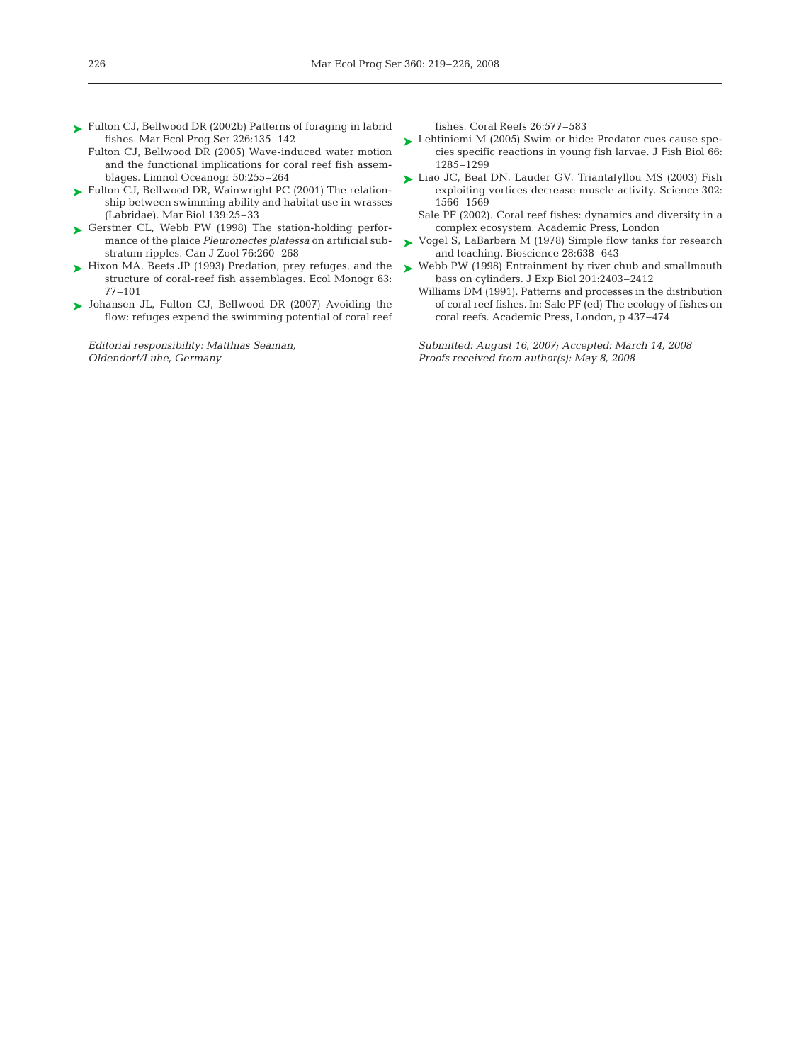Fulton CJ, Bellwood DR (2002b) Patterns of foraging in labrid fishes. Mar Ecol Prog Ser 226:135–142

Fulton CJ, Bellwood DR (2005) Wave-induced water motion and the functional implications for coral reef fish assemblages. Limnol Oceanogr 50:255–264

Fulton CJ, Bellwood DR, Wainwright PC (2001) The relationship between swimming ability and habitat use in wrasses (Labridae). Mar Biol 139:25–33

Gerstner CL, Webb PW (1998) The station-holding performance of the plaice *Pleuronectes platessa* on artificial substratum ripples. Can J Zool 76:260–268

Hixon MA, Beets JP (1993) Predation, prey refuges, and the structure of coral-reef fish assemblages. Ecol Monogr 63: 77–101

Johansen JL, Fulton CJ, Bellwood DR (2007) Avoiding the flow: refuges expend the swimming potential of coral reef fishes. Coral Reefs 26:577–583

Lehtiniemi M (2005) Swim or hide: Predator cues cause species specific reactions in young fish larvae. J Fish Biol 66: 1285–1299

Liao JC, Beal DN, Lauder GV, Triantafyllou MS (2003) Fish exploiting vortices decrease muscle activity. Science 302: 1566–1569

Sale PF (2002). Coral reef fishes: dynamics and diversity in a complex ecosystem. Academic Press, London

Vogel S, LaBarbera M (1978) Simple flow tanks for research and teaching. Bioscience 28:638–643

Webb PW (1998) Entrainment by river chub and smallmouth bass on cylinders. J Exp Biol 201:2403–2412

Williams DM (1991). Patterns and processes in the distribution of coral reef fishes. In: Sale PF (ed) The ecology of fishes on coral reefs. Academic Press, London, p 437–474

*Editorial responsibility: Matthias Seaman, Oldendorf/Luhe, Germany*

*Submitted: August 16, 2007; Accepted: March 14, 2008*
*Proofs received from author(s): May 8, 2008*